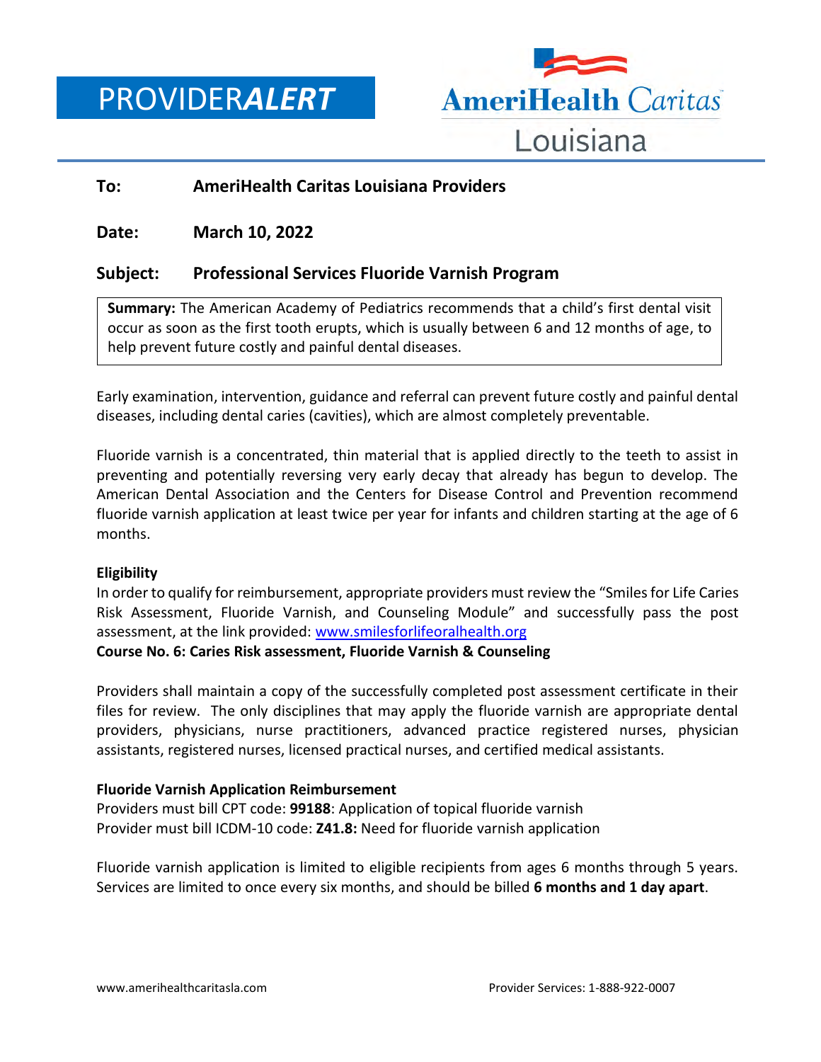PROVIDER*ALERT*

AmeriHealth Caritas Louisiana

**To:** **AmeriHealth Caritas Louisiana Providers**

**Date:** **March 10, 2022**

**Subject:** **Professional Services Fluoride Varnish Program**

**Summary:** The American Academy of Pediatrics recommends that a child's first dental visit occur as soon as the first tooth erupts, which is usually between 6 and 12 months of age, to help prevent future costly and painful dental diseases.

Early examination, intervention, guidance and referral can prevent future costly and painful dental diseases, including dental caries (cavities), which are almost completely preventable.

Fluoride varnish is a concentrated, thin material that is applied directly to the teeth to assist in preventing and potentially reversing very early decay that already has begun to develop. The American Dental Association and the Centers for Disease Control and Prevention recommend fluoride varnish application at least twice per year for infants and children starting at the age of 6 months.

**Eligibility**

In order to qualify for reimbursement, appropriate providers must review the "Smiles for Life Caries Risk Assessment, Fluoride Varnish, and Counseling Module" and successfully pass the post assessment, at the link provided: www.smilesforlifeoralhealth.org

**Course No. 6: Caries Risk assessment, Fluoride Varnish & Counseling**

Providers shall maintain a copy of the successfully completed post assessment certificate in their files for review. The only disciplines that may apply the fluoride varnish are appropriate dental providers, physicians, nurse practitioners, advanced practice registered nurses, physician assistants, registered nurses, licensed practical nurses, and certified medical assistants.

**Fluoride Varnish Application Reimbursement**

Providers must bill CPT code: **99188**: Application of topical fluoride varnish

Provider must bill ICDM-10 code: **Z41.8:** Need for fluoride varnish application

Fluoride varnish application is limited to eligible recipients from ages 6 months through 5 years. Services are limited to once every six months, and should be billed **6 months and 1 day apart**.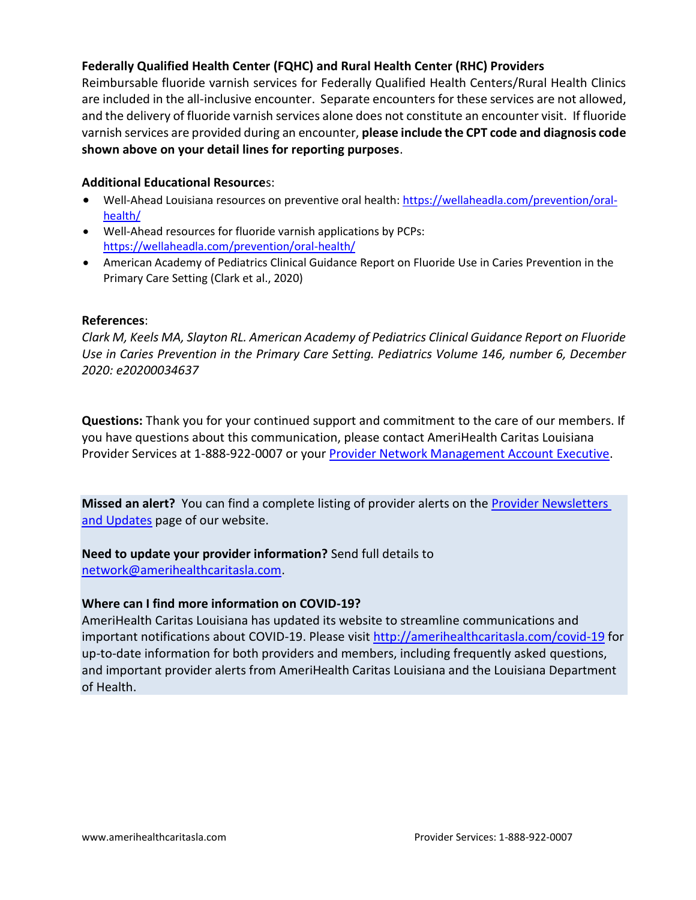**Federally Qualified Health Center (FQHC) and Rural Health Center (RHC) Providers**

Reimbursable fluoride varnish services for Federally Qualified Health Centers/Rural Health Clinics are included in the all-inclusive encounter. Separate encounters for these services are not allowed, and the delivery of fluoride varnish services alone does not constitute an encounter visit. If fluoride varnish services are provided during an encounter, **please include the CPT code and diagnosis code shown above on your detail lines for reporting purposes**.

**Additional Educational Resource**s:

- Well-Ahead Louisiana resources on preventive oral health: https://wellaheadla.com/prevention/oral-health/
- Well-Ahead resources for fluoride varnish applications by PCPs: https://wellaheadla.com/prevention/oral-health/
- American Academy of Pediatrics Clinical Guidance Report on Fluoride Use in Caries Prevention in the Primary Care Setting (Clark et al., 2020)

**References**:

*Clark M, Keels MA, Slayton RL. American Academy of Pediatrics Clinical Guidance Report on Fluoride Use in Caries Prevention in the Primary Care Setting. Pediatrics Volume 146, number 6, December 2020: e20200034637*

**Questions:** Thank you for your continued support and commitment to the care of our members. If you have questions about this communication, please contact AmeriHealth Caritas Louisiana Provider Services at 1-888-922-0007 or your Provider Network Management Account Executive.

**Missed an alert?** You can find a complete listing of provider alerts on the Provider Newsletters and Updates page of our website.

**Need to update your provider information?** Send full details to network@amerihealthcaritasla.com.

**Where can I find more information on COVID-19?**

AmeriHealth Caritas Louisiana has updated its website to streamline communications and important notifications about COVID-19. Please visit http://amerihealthcaritasla.com/covid-19 for up-to-date information for both providers and members, including frequently asked questions, and important provider alerts from AmeriHealth Caritas Louisiana and the Louisiana Department of Health.